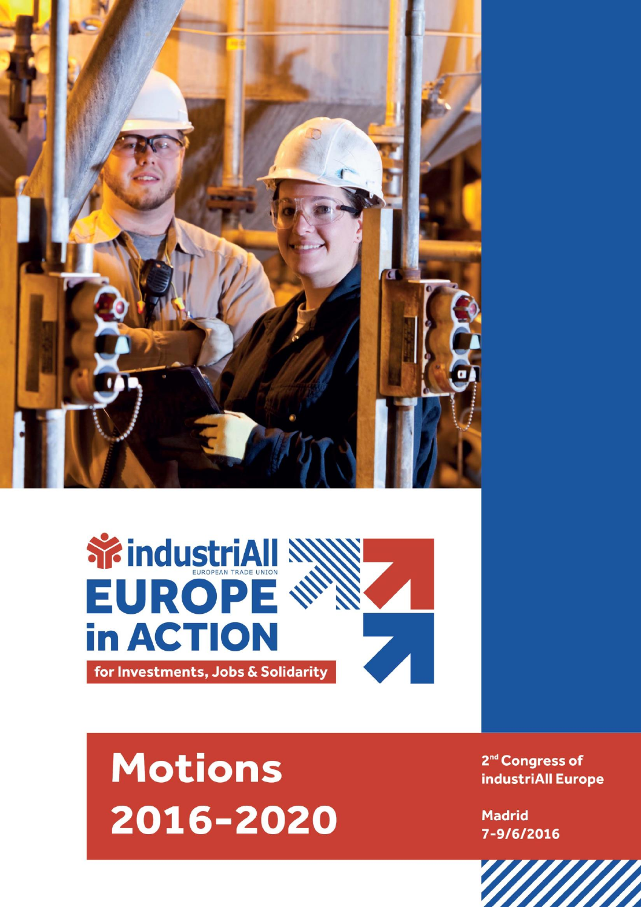industriAll
EUROPEAN TRADE UNION

# EUROPE in ACTION

for Investments, Jobs & Solidarity

# Motions 2016-2020

2nd Congress of industriAll Europe

Madrid
7-9/6/2016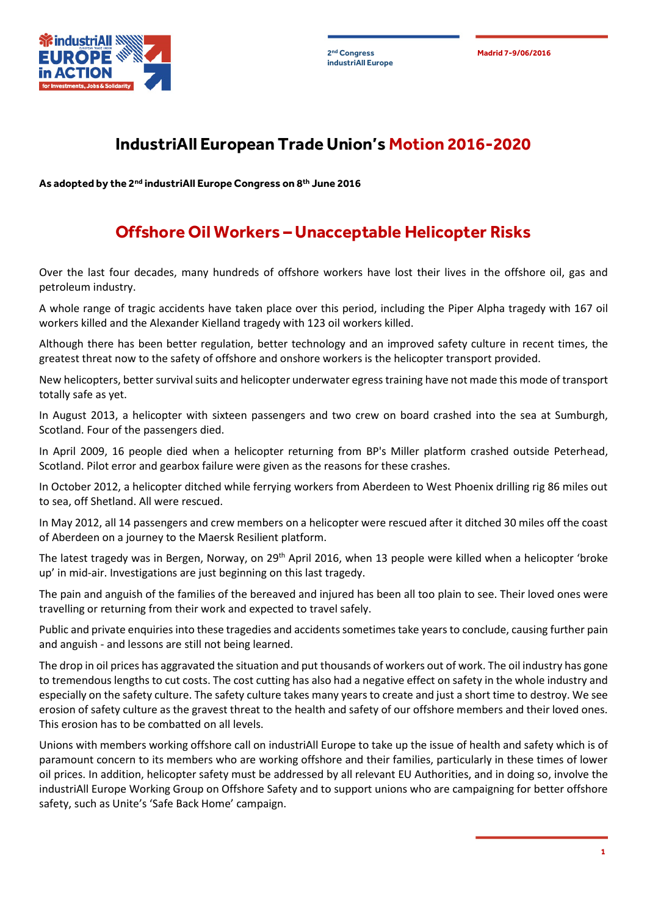# IndustriAll European Trade Union's Motion 2016-2020

**As adopted by the 2nd industriAll Europe Congress on 8th June 2016**

## Offshore Oil Workers – Unacceptable Helicopter Risks

Over the last four decades, many hundreds of offshore workers have lost their lives in the offshore oil, gas and petroleum industry.

A whole range of tragic accidents have taken place over this period, including the Piper Alpha tragedy with 167 oil workers killed and the Alexander Kielland tragedy with 123 oil workers killed.

Although there has been better regulation, better technology and an improved safety culture in recent times, the greatest threat now to the safety of offshore and onshore workers is the helicopter transport provided.

New helicopters, better survival suits and helicopter underwater egress training have not made this mode of transport totally safe as yet.

In August 2013, a helicopter with sixteen passengers and two crew on board crashed into the sea at Sumburgh, Scotland. Four of the passengers died.

In April 2009, 16 people died when a helicopter returning from BP's Miller platform crashed outside Peterhead, Scotland. Pilot error and gearbox failure were given as the reasons for these crashes.

In October 2012, a helicopter ditched while ferrying workers from Aberdeen to West Phoenix drilling rig 86 miles out to sea, off Shetland. All were rescued.

In May 2012, all 14 passengers and crew members on a helicopter were rescued after it ditched 30 miles off the coast of Aberdeen on a journey to the Maersk Resilient platform.

The latest tragedy was in Bergen, Norway, on 29th April 2016, when 13 people were killed when a helicopter 'broke up' in mid-air. Investigations are just beginning on this last tragedy.

The pain and anguish of the families of the bereaved and injured has been all too plain to see. Their loved ones were travelling or returning from their work and expected to travel safely.

Public and private enquiries into these tragedies and accidents sometimes take years to conclude, causing further pain and anguish - and lessons are still not being learned.

The drop in oil prices has aggravated the situation and put thousands of workers out of work. The oil industry has gone to tremendous lengths to cut costs. The cost cutting has also had a negative effect on safety in the whole industry and especially on the safety culture. The safety culture takes many years to create and just a short time to destroy. We see erosion of safety culture as the gravest threat to the health and safety of our offshore members and their loved ones. This erosion has to be combatted on all levels.

Unions with members working offshore call on industriAll Europe to take up the issue of health and safety which is of paramount concern to its members who are working offshore and their families, particularly in these times of lower oil prices. In addition, helicopter safety must be addressed by all relevant EU Authorities, and in doing so, involve the industriAll Europe Working Group on Offshore Safety and to support unions who are campaigning for better offshore safety, such as Unite's 'Safe Back Home' campaign.